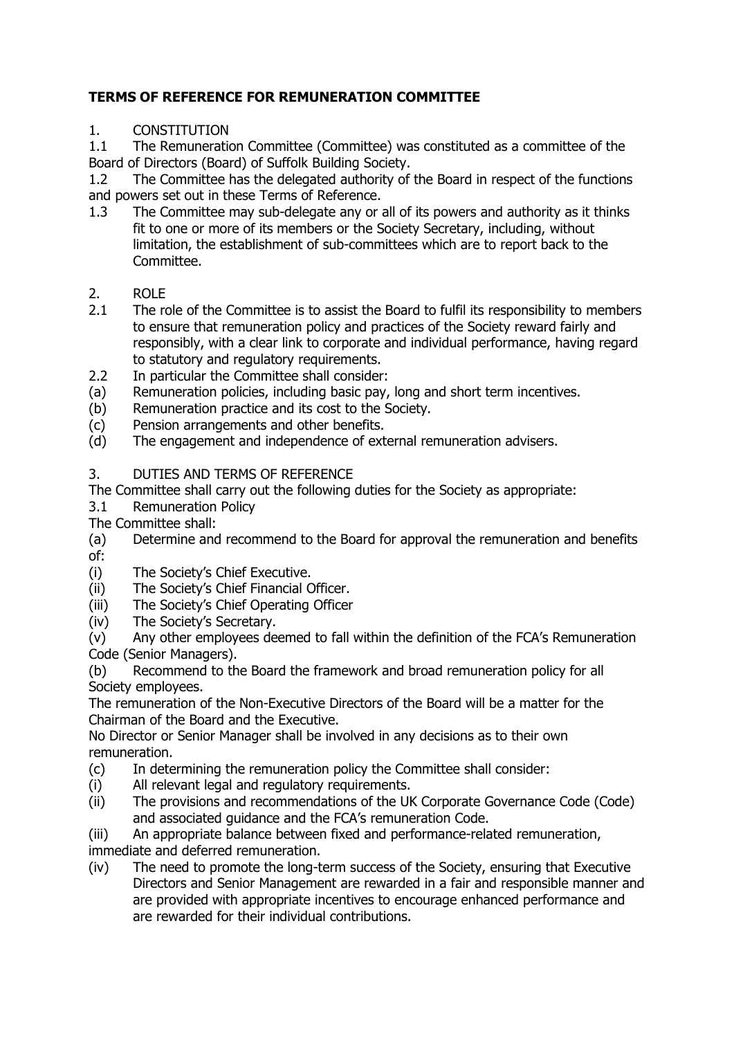**TERMS OF REFERENCE FOR REMUNERATION COMMITTEE**

1. CONSTITUTION

1.1 The Remuneration Committee (Committee) was constituted as a committee of the Board of Directors (Board) of Suffolk Building Society.

1.2 The Committee has the delegated authority of the Board in respect of the functions and powers set out in these Terms of Reference.

1.3 The Committee may sub-delegate any or all of its powers and authority as it thinks fit to one or more of its members or the Society Secretary, including, without limitation, the establishment of sub-committees which are to report back to the Committee.

2. ROLE

2.1 The role of the Committee is to assist the Board to fulfil its responsibility to members to ensure that remuneration policy and practices of the Society reward fairly and responsibly, with a clear link to corporate and individual performance, having regard to statutory and regulatory requirements.

2.2 In particular the Committee shall consider:

(a) Remuneration policies, including basic pay, long and short term incentives.

(b) Remuneration practice and its cost to the Society.

(c) Pension arrangements and other benefits.

(d) The engagement and independence of external remuneration advisers.

3. DUTIES AND TERMS OF REFERENCE

The Committee shall carry out the following duties for the Society as appropriate:

3.1 Remuneration Policy

The Committee shall:

(a) Determine and recommend to the Board for approval the remuneration and benefits of:

(i) The Society's Chief Executive.

(ii) The Society's Chief Financial Officer.

(iii) The Society's Chief Operating Officer

(iv) The Society's Secretary.

(v) Any other employees deemed to fall within the definition of the FCA's Remuneration Code (Senior Managers).

(b) Recommend to the Board the framework and broad remuneration policy for all Society employees.

The remuneration of the Non-Executive Directors of the Board will be a matter for the Chairman of the Board and the Executive.

No Director or Senior Manager shall be involved in any decisions as to their own remuneration.

(c) In determining the remuneration policy the Committee shall consider:

(i) All relevant legal and regulatory requirements.

(ii) The provisions and recommendations of the UK Corporate Governance Code (Code) and associated guidance and the FCA's remuneration Code.

(iii) An appropriate balance between fixed and performance-related remuneration, immediate and deferred remuneration.

(iv) The need to promote the long-term success of the Society, ensuring that Executive Directors and Senior Management are rewarded in a fair and responsible manner and are provided with appropriate incentives to encourage enhanced performance and are rewarded for their individual contributions.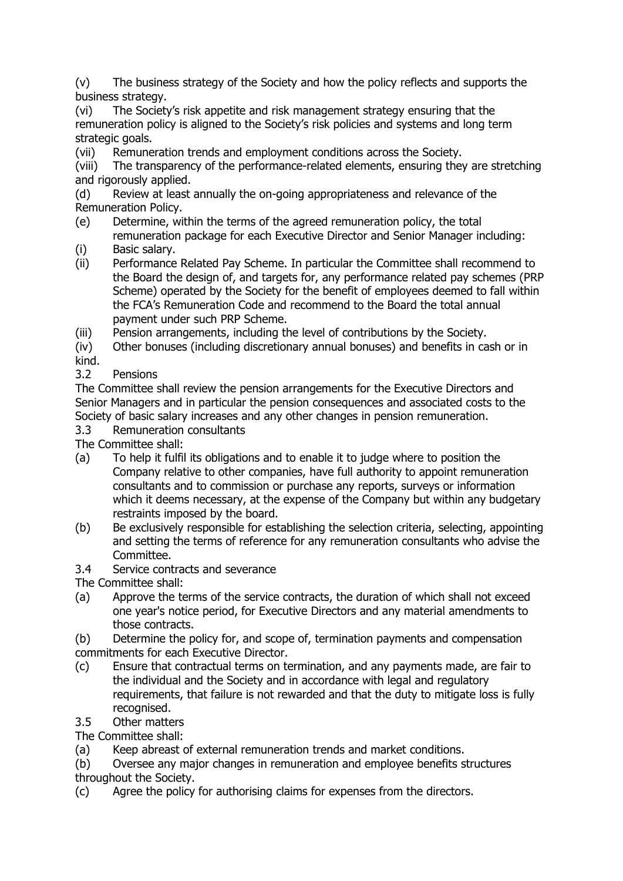(v) The business strategy of the Society and how the policy reflects and supports the business strategy.

(vi) The Society's risk appetite and risk management strategy ensuring that the remuneration policy is aligned to the Society's risk policies and systems and long term strategic goals.

(vii) Remuneration trends and employment conditions across the Society.

(viii) The transparency of the performance-related elements, ensuring they are stretching and rigorously applied.

(d) Review at least annually the on-going appropriateness and relevance of the Remuneration Policy.

(e) Determine, within the terms of the agreed remuneration policy, the total remuneration package for each Executive Director and Senior Manager including:

(i) Basic salary.

(ii) Performance Related Pay Scheme. In particular the Committee shall recommend to the Board the design of, and targets for, any performance related pay schemes (PRP Scheme) operated by the Society for the benefit of employees deemed to fall within the FCA's Remuneration Code and recommend to the Board the total annual payment under such PRP Scheme.

(iii) Pension arrangements, including the level of contributions by the Society.

(iv) Other bonuses (including discretionary annual bonuses) and benefits in cash or in kind.

3.2 Pensions

The Committee shall review the pension arrangements for the Executive Directors and Senior Managers and in particular the pension consequences and associated costs to the Society of basic salary increases and any other changes in pension remuneration.

3.3 Remuneration consultants

The Committee shall:

(a) To help it fulfil its obligations and to enable it to judge where to position the Company relative to other companies, have full authority to appoint remuneration consultants and to commission or purchase any reports, surveys or information which it deems necessary, at the expense of the Company but within any budgetary restraints imposed by the board.

(b) Be exclusively responsible for establishing the selection criteria, selecting, appointing and setting the terms of reference for any remuneration consultants who advise the Committee.

3.4 Service contracts and severance

The Committee shall:

(a) Approve the terms of the service contracts, the duration of which shall not exceed one year's notice period, for Executive Directors and any material amendments to those contracts.

(b) Determine the policy for, and scope of, termination payments and compensation commitments for each Executive Director.

(c) Ensure that contractual terms on termination, and any payments made, are fair to the individual and the Society and in accordance with legal and regulatory requirements, that failure is not rewarded and that the duty to mitigate loss is fully recognised.

3.5 Other matters

The Committee shall:

(a) Keep abreast of external remuneration trends and market conditions.

(b) Oversee any major changes in remuneration and employee benefits structures throughout the Society.

(c) Agree the policy for authorising claims for expenses from the directors.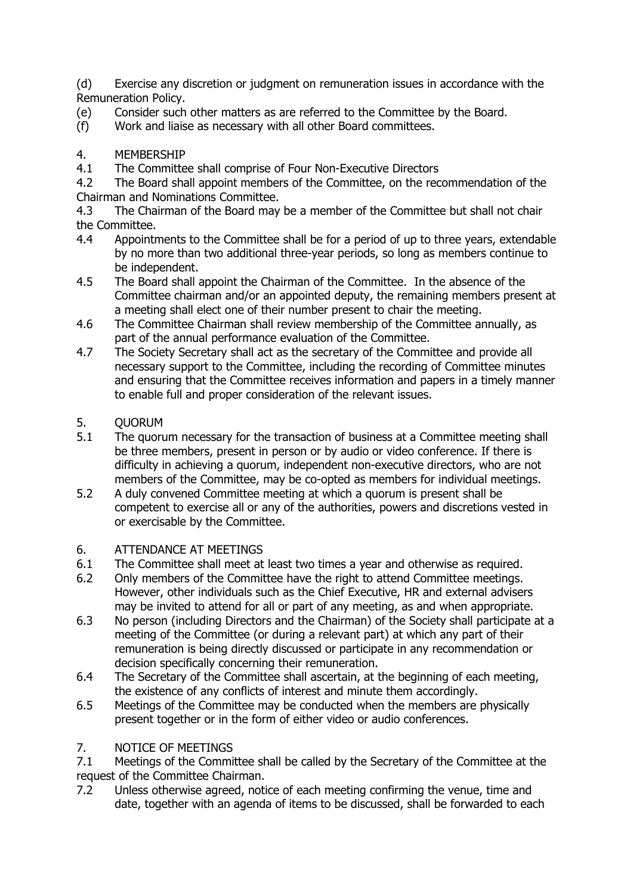(d) Exercise any discretion or judgment on remuneration issues in accordance with the Remuneration Policy.

(e) Consider such other matters as are referred to the Committee by the Board.

(f) Work and liaise as necessary with all other Board committees.

4. MEMBERSHIP

4.1 The Committee shall comprise of Four Non-Executive Directors

4.2 The Board shall appoint members of the Committee, on the recommendation of the Chairman and Nominations Committee.

4.3 The Chairman of the Board may be a member of the Committee but shall not chair the Committee.

4.4 Appointments to the Committee shall be for a period of up to three years, extendable by no more than two additional three-year periods, so long as members continue to be independent.

4.5 The Board shall appoint the Chairman of the Committee. In the absence of the Committee chairman and/or an appointed deputy, the remaining members present at a meeting shall elect one of their number present to chair the meeting.

4.6 The Committee Chairman shall review membership of the Committee annually, as part of the annual performance evaluation of the Committee.

4.7 The Society Secretary shall act as the secretary of the Committee and provide all necessary support to the Committee, including the recording of Committee minutes and ensuring that the Committee receives information and papers in a timely manner to enable full and proper consideration of the relevant issues.

5. QUORUM

5.1 The quorum necessary for the transaction of business at a Committee meeting shall be three members, present in person or by audio or video conference. If there is difficulty in achieving a quorum, independent non-executive directors, who are not members of the Committee, may be co-opted as members for individual meetings.

5.2 A duly convened Committee meeting at which a quorum is present shall be competent to exercise all or any of the authorities, powers and discretions vested in or exercisable by the Committee.

6. ATTENDANCE AT MEETINGS

6.1 The Committee shall meet at least two times a year and otherwise as required.

6.2 Only members of the Committee have the right to attend Committee meetings. However, other individuals such as the Chief Executive, HR and external advisers may be invited to attend for all or part of any meeting, as and when appropriate.

6.3 No person (including Directors and the Chairman) of the Society shall participate at a meeting of the Committee (or during a relevant part) at which any part of their remuneration is being directly discussed or participate in any recommendation or decision specifically concerning their remuneration.

6.4 The Secretary of the Committee shall ascertain, at the beginning of each meeting, the existence of any conflicts of interest and minute them accordingly.

6.5 Meetings of the Committee may be conducted when the members are physically present together or in the form of either video or audio conferences.

7. NOTICE OF MEETINGS

7.1 Meetings of the Committee shall be called by the Secretary of the Committee at the request of the Committee Chairman.

7.2 Unless otherwise agreed, notice of each meeting confirming the venue, time and date, together with an agenda of items to be discussed, shall be forwarded to each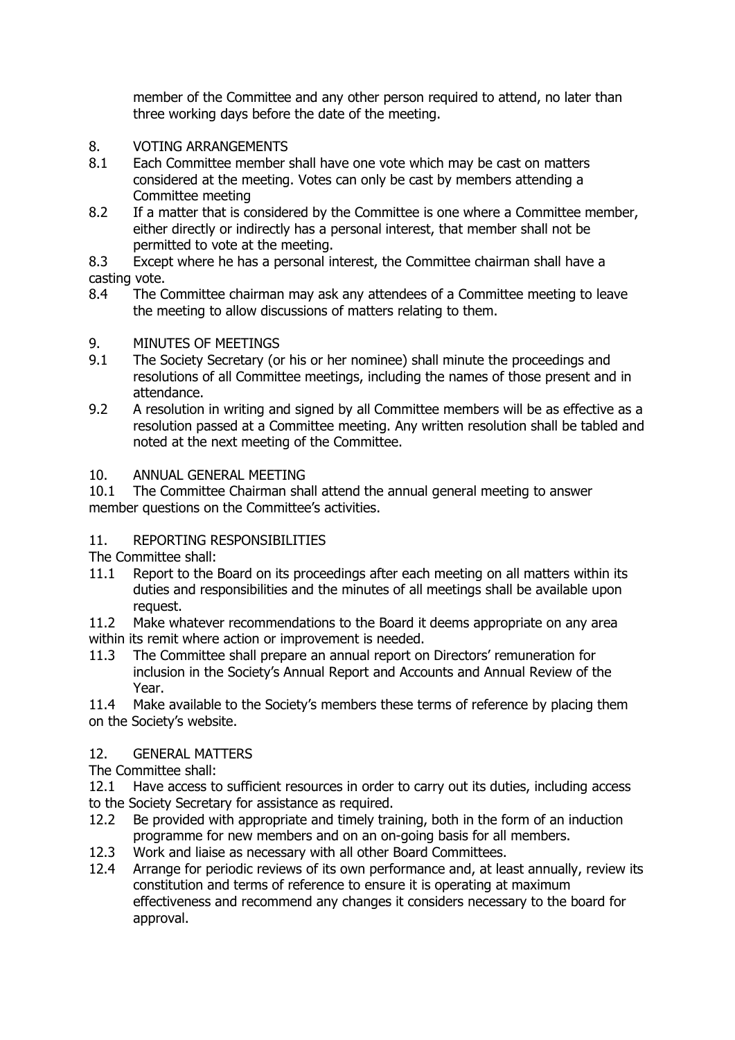member of the Committee and any other person required to attend, no later than three working days before the date of the meeting.

8. VOTING ARRANGEMENTS

8.1 Each Committee member shall have one vote which may be cast on matters considered at the meeting. Votes can only be cast by members attending a Committee meeting

8.2 If a matter that is considered by the Committee is one where a Committee member, either directly or indirectly has a personal interest, that member shall not be permitted to vote at the meeting.

8.3 Except where he has a personal interest, the Committee chairman shall have a casting vote.

8.4 The Committee chairman may ask any attendees of a Committee meeting to leave the meeting to allow discussions of matters relating to them.

9. MINUTES OF MEETINGS

9.1 The Society Secretary (or his or her nominee) shall minute the proceedings and resolutions of all Committee meetings, including the names of those present and in attendance.

9.2 A resolution in writing and signed by all Committee members will be as effective as a resolution passed at a Committee meeting. Any written resolution shall be tabled and noted at the next meeting of the Committee.

10. ANNUAL GENERAL MEETING

10.1 The Committee Chairman shall attend the annual general meeting to answer member questions on the Committee's activities.

11. REPORTING RESPONSIBILITIES

The Committee shall:

11.1 Report to the Board on its proceedings after each meeting on all matters within its duties and responsibilities and the minutes of all meetings shall be available upon request.

11.2 Make whatever recommendations to the Board it deems appropriate on any area within its remit where action or improvement is needed.

11.3 The Committee shall prepare an annual report on Directors' remuneration for inclusion in the Society's Annual Report and Accounts and Annual Review of the Year.

11.4 Make available to the Society's members these terms of reference by placing them on the Society's website.

12. GENERAL MATTERS

The Committee shall:

12.1 Have access to sufficient resources in order to carry out its duties, including access to the Society Secretary for assistance as required.

12.2 Be provided with appropriate and timely training, both in the form of an induction programme for new members and on an on-going basis for all members.

12.3 Work and liaise as necessary with all other Board Committees.

12.4 Arrange for periodic reviews of its own performance and, at least annually, review its constitution and terms of reference to ensure it is operating at maximum effectiveness and recommend any changes it considers necessary to the board for approval.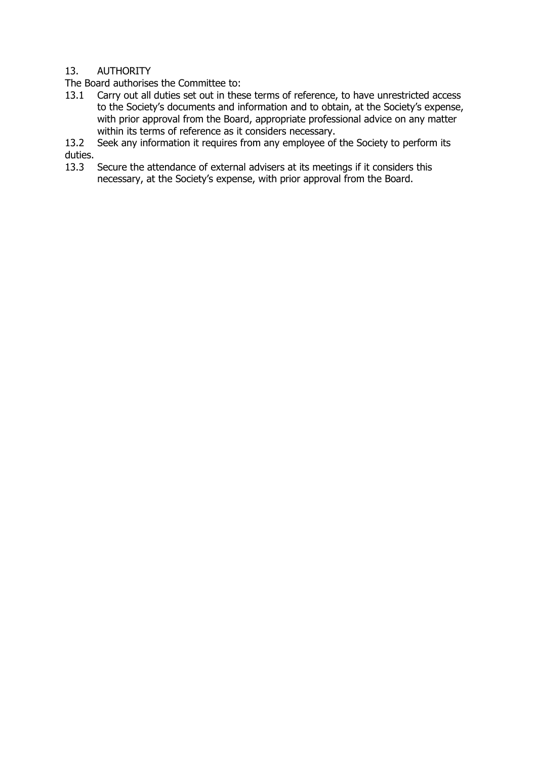## 13. AUTHORITY

The Board authorises the Committee to:

13.1 Carry out all duties set out in these terms of reference, to have unrestricted access to the Society's documents and information and to obtain, at the Society's expense, with prior approval from the Board, appropriate professional advice on any matter within its terms of reference as it considers necessary.

13.2 Seek any information it requires from any employee of the Society to perform its duties.

13.3 Secure the attendance of external advisers at its meetings if it considers this necessary, at the Society's expense, with prior approval from the Board.